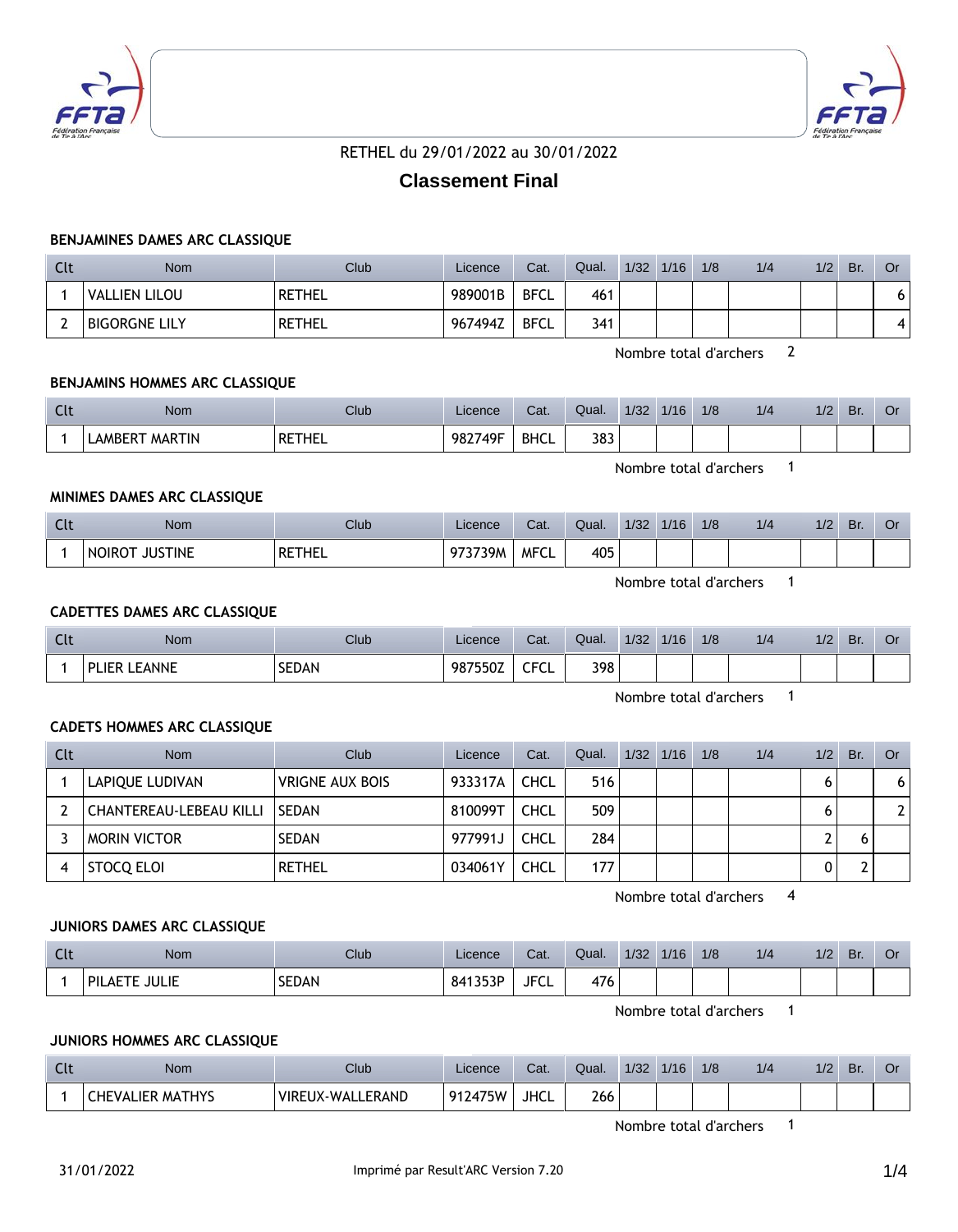RETHEL du 29/01/2022 au 30/01/2022

# Classement Final

### BENJAMINES DAMES ARC CLASSIQUE

| Clt | Nom | Club | Licence | Cat. | Qual. | 1/32 | 1/16 | 1/8 | 1/4 | 1/2 | Br. | Or |
|---|---|---|---|---|---|---|---|---|---|---|---|---|
| 1 | VALLIEN LILOU | RETHEL | 989001B | BFCL | 461 | | | | | | | 6 |
| 2 | BIGORGNE LILY | RETHEL | 967494Z | BFCL | 341 | | | | | | | 4 |

Nombre total d'archers 2

### BENJAMINS HOMMES ARC CLASSIQUE

| Clt | Nom | Club | Licence | Cat. | Qual. | 1/32 | 1/16 | 1/8 | 1/4 | 1/2 | Br. | Or |
|---|---|---|---|---|---|---|---|---|---|---|---|---|
| 1 | LAMBERT MARTIN | RETHEL | 982749F | BHCL | 383 | | | | | | | |

Nombre total d'archers 1

### MINIMES DAMES ARC CLASSIQUE

| Clt | Nom | Club | Licence | Cat. | Qual. | 1/32 | 1/16 | 1/8 | 1/4 | 1/2 | Br. | Or |
|---|---|---|---|---|---|---|---|---|---|---|---|---|
| 1 | NOIROT JUSTINE | RETHEL | 973739M | MFCL | 405 | | | | | | | |

Nombre total d'archers 1

### CADETTES DAMES ARC CLASSIQUE

| Clt | Nom | Club | Licence | Cat. | Qual. | 1/32 | 1/16 | 1/8 | 1/4 | 1/2 | Br. | Or |
|---|---|---|---|---|---|---|---|---|---|---|---|---|
| 1 | PLIER LEANNE | SEDAN | 987550Z | CFCL | 398 | | | | | | | |

Nombre total d'archers 1

### CADETS HOMMES ARC CLASSIQUE

| Clt | Nom | Club | Licence | Cat. | Qual. | 1/32 | 1/16 | 1/8 | 1/4 | 1/2 | Br. | Or |
|---|---|---|---|---|---|---|---|---|---|---|---|---|
| 1 | LAPIQUE LUDIVAN | VRIGNE AUX BOIS | 933317A | CHCL | 516 | | | | | 6 | | 6 |
| 2 | CHANTEREAU-LEBEAU KILLI | SEDAN | 810099T | CHCL | 509 | | | | | 6 | | 2 |
| 3 | MORIN VICTOR | SEDAN | 977991J | CHCL | 284 | | | | | 2 | 6 | |
| 4 | STOCQ ELOI | RETHEL | 034061Y | CHCL | 177 | | | | | 0 | 2 | |

Nombre total d'archers 4

### JUNIORS DAMES ARC CLASSIQUE

| Clt | Nom | Club | Licence | Cat. | Qual. | 1/32 | 1/16 | 1/8 | 1/4 | 1/2 | Br. | Or |
|---|---|---|---|---|---|---|---|---|---|---|---|---|
| 1 | PILAETE JULIE | SEDAN | 841353P | JFCL | 476 | | | | | | | |

Nombre total d'archers 1

### JUNIORS HOMMES ARC CLASSIQUE

| Clt | Nom | Club | Licence | Cat. | Qual. | 1/32 | 1/16 | 1/8 | 1/4 | 1/2 | Br. | Or |
|---|---|---|---|---|---|---|---|---|---|---|---|---|
| 1 | CHEVALIER MATHYS | VIREUX-WALLERAND | 912475W | JHCL | 266 | | | | | | | |

Nombre total d'archers 1

31/01/2022 Imprimé par Result'ARC Version 7.20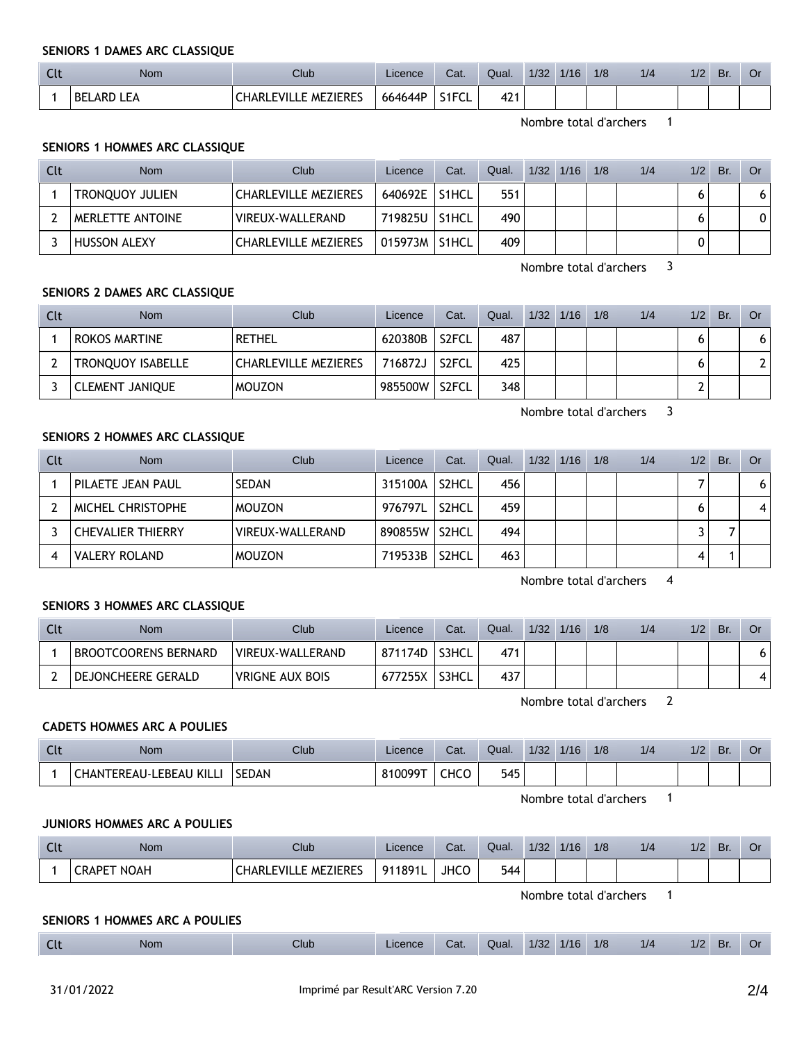### SENIORS 1 DAMES ARC CLASSIQUE

| Clt | Nom | Club | Licence | Cat. | Qual. | 1/32 | 1/16 | 1/8 | 1/4 | 1/2 | Br. | Or |
|---|---|---|---|---|---|---|---|---|---|---|---|---|
| 1 | BELARD LEA | CHARLEVILLE MEZIERES | 664644P | S1FCL | 421 | | | | | | | |

Nombre total d'archers 1

### SENIORS 1 HOMMES ARC CLASSIQUE

| Clt | Nom | Club | Licence | Cat. | Qual. | 1/32 | 1/16 | 1/8 | 1/4 | 1/2 | Br. | Or |
|---|---|---|---|---|---|---|---|---|---|---|---|---|
| 1 | TRONQUOY JULIEN | CHARLEVILLE MEZIERES | 640692E | S1HCL | 551 | | | | | 6 | | 6 |
| 2 | MERLETTE ANTOINE | VIREUX-WALLERAND | 719825U | S1HCL | 490 | | | | | 6 | | 0 |
| 3 | HUSSON ALEXY | CHARLEVILLE MEZIERES | 015973M | S1HCL | 409 | | | | | 0 | | |

Nombre total d'archers 3

### SENIORS 2 DAMES ARC CLASSIQUE

| Clt | Nom | Club | Licence | Cat. | Qual. | 1/32 | 1/16 | 1/8 | 1/4 | 1/2 | Br. | Or |
|---|---|---|---|---|---|---|---|---|---|---|---|---|
| 1 | ROKOS MARTINE | RETHEL | 620380B | S2FCL | 487 | | | | | 6 | | 6 |
| 2 | TRONQUOY ISABELLE | CHARLEVILLE MEZIERES | 716872J | S2FCL | 425 | | | | | 6 | | 2 |
| 3 | CLEMENT JANIQUE | MOUZON | 985500W | S2FCL | 348 | | | | | 2 | | |

Nombre total d'archers 3

### SENIORS 2 HOMMES ARC CLASSIQUE

| Clt | Nom | Club | Licence | Cat. | Qual. | 1/32 | 1/16 | 1/8 | 1/4 | 1/2 | Br. | Or |
|---|---|---|---|---|---|---|---|---|---|---|---|---|
| 1 | PILAETE JEAN PAUL | SEDAN | 315100A | S2HCL | 456 | | | | | 7 | | 6 |
| 2 | MICHEL CHRISTOPHE | MOUZON | 976797L | S2HCL | 459 | | | | | 6 | | 4 |
| 3 | CHEVALIER THIERRY | VIREUX-WALLERAND | 890855W | S2HCL | 494 | | | | | 3 | 7 | |
| 4 | VALERY ROLAND | MOUZON | 719533B | S2HCL | 463 | | | | | 4 | 1 | |

Nombre total d'archers 4

### SENIORS 3 HOMMES ARC CLASSIQUE

| Clt | Nom | Club | Licence | Cat. | Qual. | 1/32 | 1/16 | 1/8 | 1/4 | 1/2 | Br. | Or |
|---|---|---|---|---|---|---|---|---|---|---|---|---|
| 1 | BROOTCOORENS BERNARD | VIREUX-WALLERAND | 871174D | S3HCL | 471 | | | | | | | 6 |
| 2 | DEJONCHEERE GERALD | VRIGNE AUX BOIS | 677255X | S3HCL | 437 | | | | | | | 4 |

Nombre total d'archers 2

### CADETS HOMMES ARC A POULIES

| Clt | Nom | Club | Licence | Cat. | Qual. | 1/32 | 1/16 | 1/8 | 1/4 | 1/2 | Br. | Or |
|---|---|---|---|---|---|---|---|---|---|---|---|---|
| 1 | CHANTEREAU-LEBEAU KILLI | SEDAN | 810099T | CHCO | 545 | | | | | | | |

Nombre total d'archers 1

### JUNIORS HOMMES ARC A POULIES

| Clt | Nom | Club | Licence | Cat. | Qual. | 1/32 | 1/16 | 1/8 | 1/4 | 1/2 | Br. | Or |
|---|---|---|---|---|---|---|---|---|---|---|---|---|
| 1 | CRAPET NOAH | CHARLEVILLE MEZIERES | 911891L | JHCO | 544 | | | | | | | |

Nombre total d'archers 1

### SENIORS 1 HOMMES ARC A POULIES

| Clt | Nom | Club | Licence | Cat. | Qual. | 1/32 | 1/16 | 1/8 | 1/4 | 1/2 | Br. | Or |
|---|---|---|---|---|---|---|---|---|---|---|---|---|

31/01/2022 Imprimé par Result'ARC Version 7.20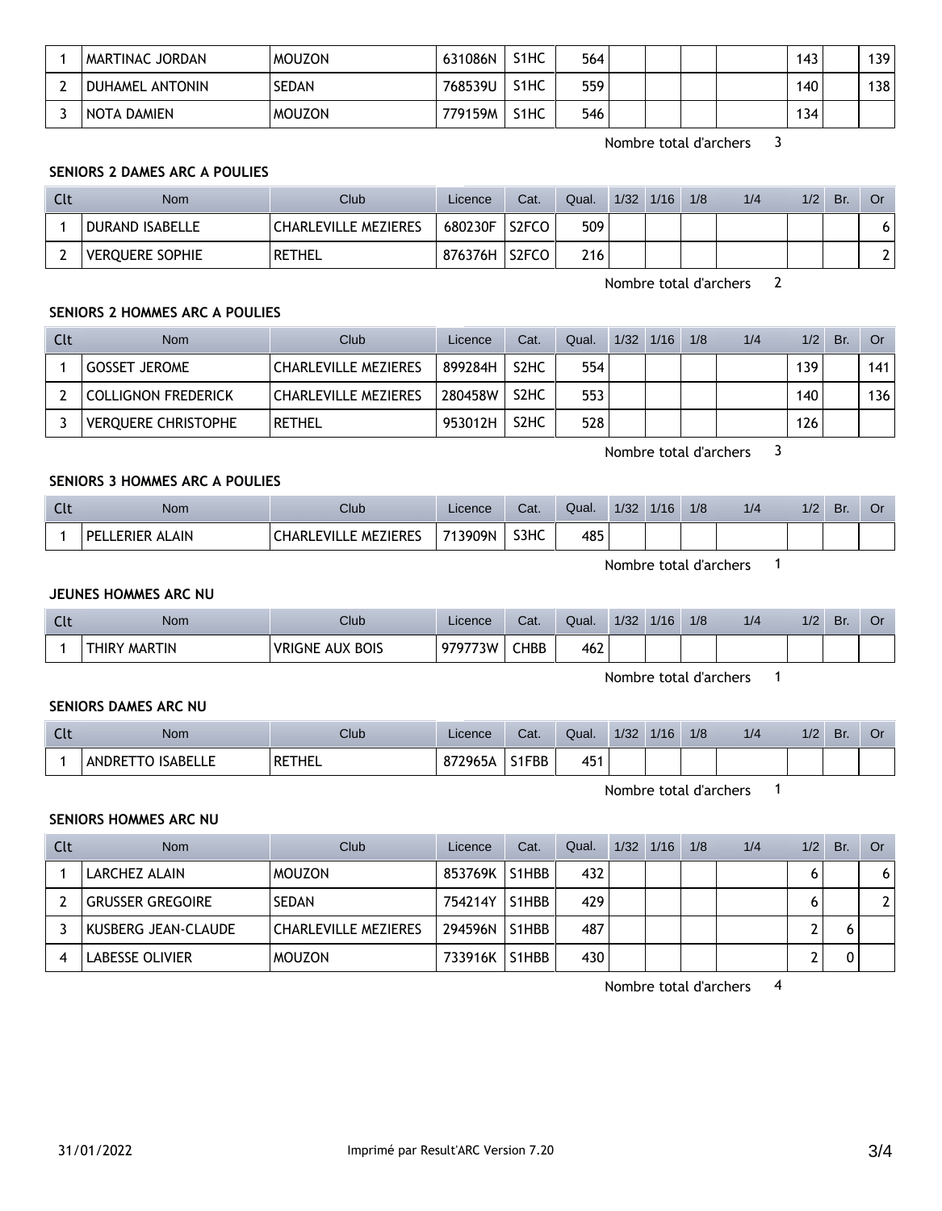| Clt | Nom | Club | Licence | Cat. | Qual. | 1/32 | 1/16 | 1/8 | 1/4 | 1/2 | Br. | Or |
|---|---|---|---|---|---|---|---|---|---|---|---|---|
| 1 | MARTINAC JORDAN | MOUZON | 631086N | S1HC | 564 | | | | | 143 | | 139 |
| 2 | DUHAMEL ANTONIN | SEDAN | 768539U | S1HC | 559 | | | | | 140 | | 138 |
| 3 | NOTA DAMIEN | MOUZON | 779159M | S1HC | 546 | | | | | 134 | | |

Nombre total d'archers 3

**SENIORS 2 DAMES ARC A POULIES**

| Clt | Nom | Club | Licence | Cat. | Qual. | 1/32 | 1/16 | 1/8 | 1/4 | 1/2 | Br. | Or |
|---|---|---|---|---|---|---|---|---|---|---|---|---|
| 1 | DURAND ISABELLE | CHARLEVILLE MEZIERES | 680230F | S2FCO | 509 | | | | | | | 6 |
| 2 | VERQUERE SOPHIE | RETHEL | 876376H | S2FCO | 216 | | | | | | | 2 |

Nombre total d'archers 2

**SENIORS 2 HOMMES ARC A POULIES**

| Clt | Nom | Club | Licence | Cat. | Qual. | 1/32 | 1/16 | 1/8 | 1/4 | 1/2 | Br. | Or |
|---|---|---|---|---|---|---|---|---|---|---|---|---|
| 1 | GOSSET JEROME | CHARLEVILLE MEZIERES | 899284H | S2HC | 554 | | | | | 139 | | 141 |
| 2 | COLLIGNON FREDERICK | CHARLEVILLE MEZIERES | 280458W | S2HC | 553 | | | | | 140 | | 136 |
| 3 | VERQUERE CHRISTOPHE | RETHEL | 953012H | S2HC | 528 | | | | | 126 | | |

Nombre total d'archers 3

**SENIORS 3 HOMMES ARC A POULIES**

| Clt | Nom | Club | Licence | Cat. | Qual. | 1/32 | 1/16 | 1/8 | 1/4 | 1/2 | Br. | Or |
|---|---|---|---|---|---|---|---|---|---|---|---|---|
| 1 | PELLERIER ALAIN | CHARLEVILLE MEZIERES | 713909N | S3HC | 485 | | | | | | | |

Nombre total d'archers 1

**JEUNES HOMMES ARC NU**

| Clt | Nom | Club | Licence | Cat. | Qual. | 1/32 | 1/16 | 1/8 | 1/4 | 1/2 | Br. | Or |
|---|---|---|---|---|---|---|---|---|---|---|---|---|
| 1 | THIRY MARTIN | VRIGNE AUX BOIS | 979773W | CHBB | 462 | | | | | | | |

Nombre total d'archers 1

**SENIORS DAMES ARC NU**

| Clt | Nom | Club | Licence | Cat. | Qual. | 1/32 | 1/16 | 1/8 | 1/4 | 1/2 | Br. | Or |
|---|---|---|---|---|---|---|---|---|---|---|---|---|
| 1 | ANDRETTO ISABELLE | RETHEL | 872965A | S1FBB | 451 | | | | | | | |

Nombre total d'archers 1

**SENIORS HOMMES ARC NU**

| Clt | Nom | Club | Licence | Cat. | Qual. | 1/32 | 1/16 | 1/8 | 1/4 | 1/2 | Br. | Or |
|---|---|---|---|---|---|---|---|---|---|---|---|---|
| 1 | LARCHEZ ALAIN | MOUZON | 853769K | S1HBB | 432 | | | | | 6 | | 6 |
| 2 | GRUSSER GREGOIRE | SEDAN | 754214Y | S1HBB | 429 | | | | | 6 | | 2 |
| 3 | KUSBERG JEAN-CLAUDE | CHARLEVILLE MEZIERES | 294596N | S1HBB | 487 | | | | | 2 | 6 | |
| 4 | LABESSE OLIVIER | MOUZON | 733916K | S1HBB | 430 | | | | | 2 | 0 | |

Nombre total d'archers 4

31/01/2022 Imprimé par Result'ARC Version 7.20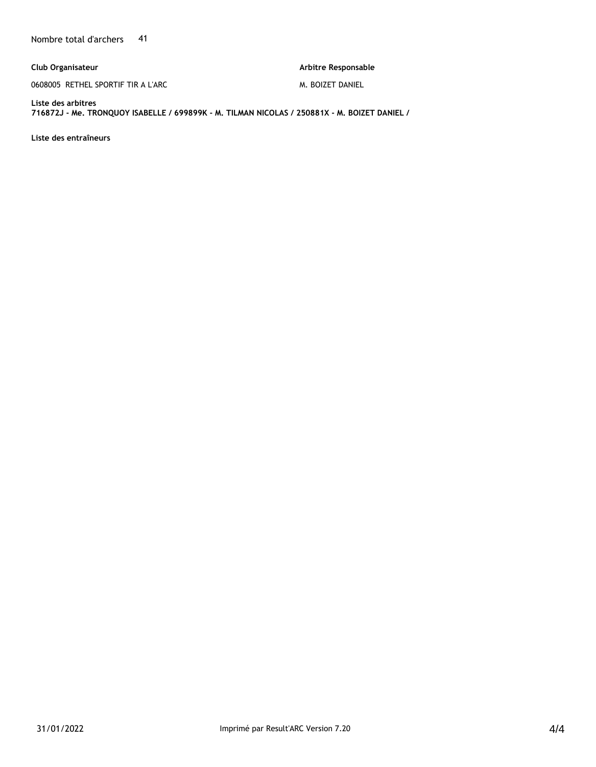Nombre total d'archers 41

**Club Organisateur**

0608005 RETHEL SPORTIF TIR A L'ARC

**Arbitre Responsable**

M. BOIZET DANIEL

**Liste des arbitres**
**716872J - Me. TRONQUOY ISABELLE / 699899K - M. TILMAN NICOLAS / 250881X - M. BOIZET DANIEL /**

**Liste des entraîneurs**

31/01/2022 Imprimé par Result'ARC Version 7.20